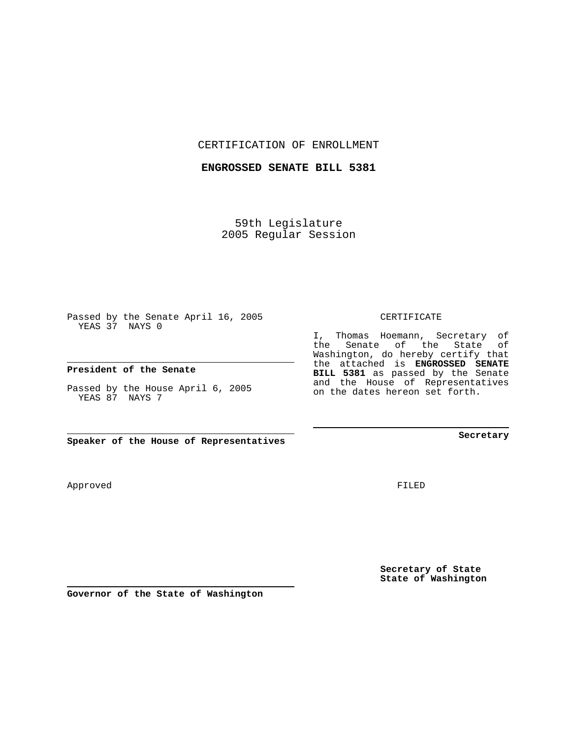CERTIFICATION OF ENROLLMENT

**ENGROSSED SENATE BILL 5381**

59th Legislature
2005 Regular Session

Passed by the Senate April 16, 2005
YEAS 37 NAYS 0

**President of the Senate**

Passed by the House April 6, 2005
YEAS 87 NAYS 7

**Speaker of the House of Representatives**

CERTIFICATE

I, Thomas Hoemann, Secretary of the Senate of the State of Washington, do hereby certify that the attached is **ENGROSSED SENATE BILL 5381** as passed by the Senate and the House of Representatives on the dates hereon set forth.

**Secretary**

Approved

FILED

**Governor of the State of Washington**

**Secretary of State**
**State of Washington**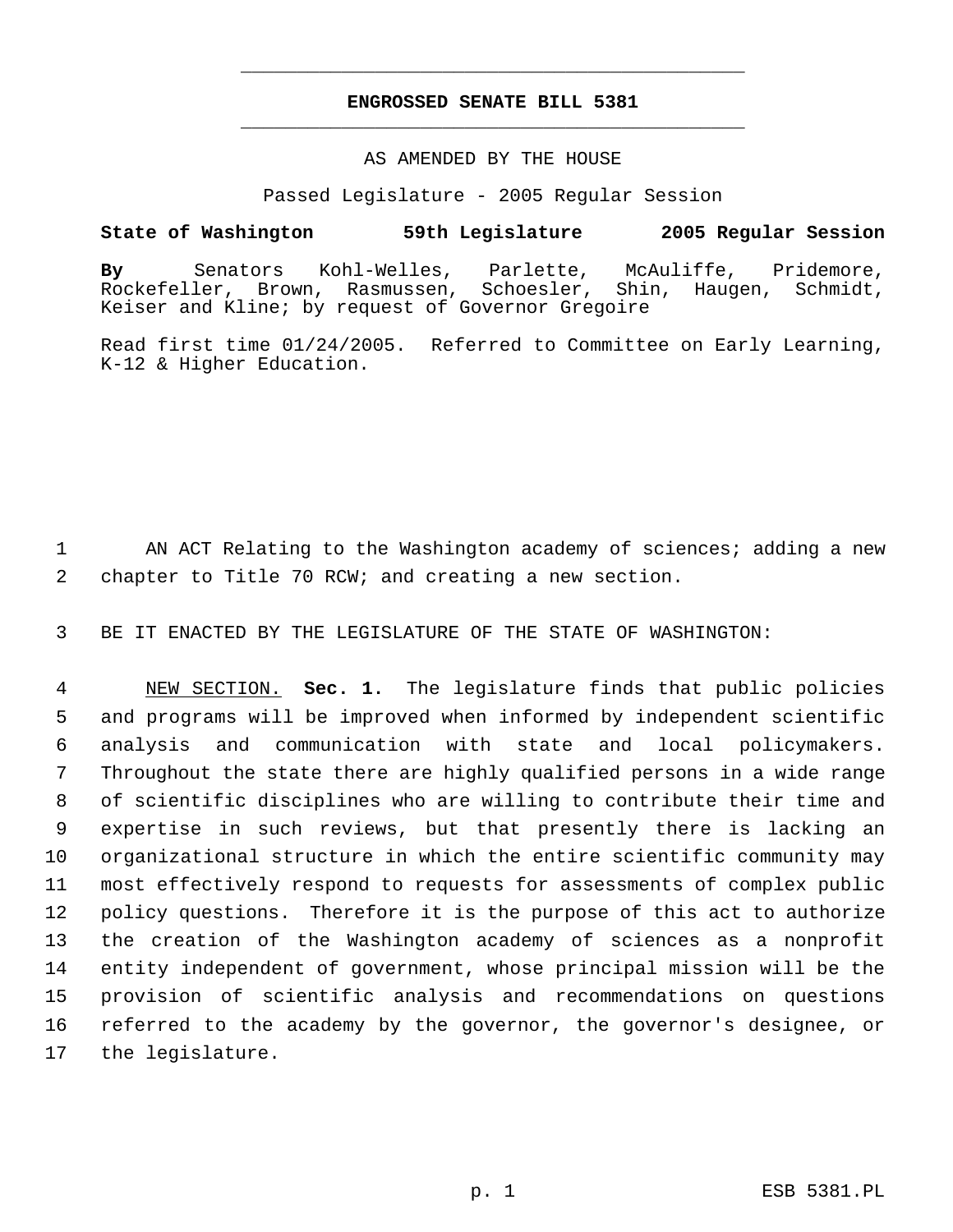# ENGROSSED SENATE BILL 5381

AS AMENDED BY THE HOUSE

Passed Legislature - 2005 Regular Session

**State of Washington 59th Legislature 2005 Regular Session**

**By** Senators Kohl-Welles, Parlette, McAuliffe, Pridemore, Rockefeller, Brown, Rasmussen, Schoesler, Shin, Haugen, Schmidt, Keiser and Kline; by request of Governor Gregoire

Read first time 01/24/2005. Referred to Committee on Early Learning, K-12 & Higher Education.

AN ACT Relating to the Washington academy of sciences; adding a new chapter to Title 70 RCW; and creating a new section.

BE IT ENACTED BY THE LEGISLATURE OF THE STATE OF WASHINGTON:

NEW SECTION. **Sec. 1.** The legislature finds that public policies and programs will be improved when informed by independent scientific analysis and communication with state and local policymakers. Throughout the state there are highly qualified persons in a wide range of scientific disciplines who are willing to contribute their time and expertise in such reviews, but that presently there is lacking an organizational structure in which the entire scientific community may most effectively respond to requests for assessments of complex public policy questions. Therefore it is the purpose of this act to authorize the creation of the Washington academy of sciences as a nonprofit entity independent of government, whose principal mission will be the provision of scientific analysis and recommendations on questions referred to the academy by the governor, the governor's designee, or the legislature.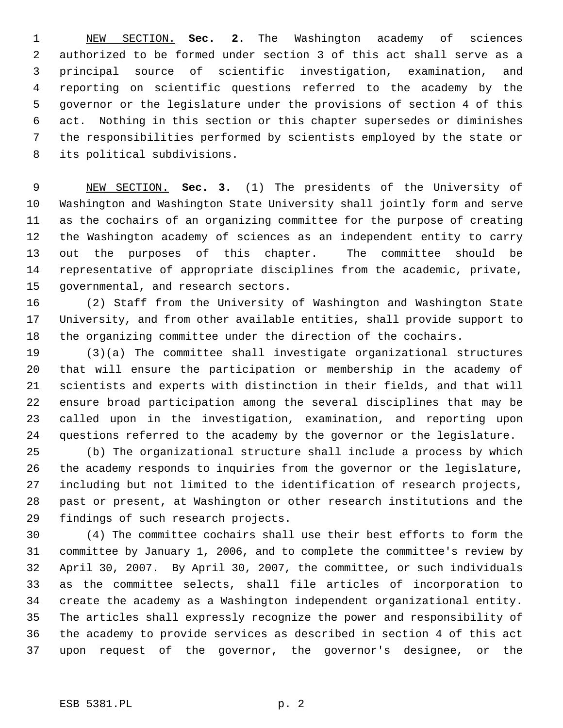<u>NEW SECTION.</u> **Sec. 2.** The Washington academy of sciences authorized to be formed under section 3 of this act shall serve as a principal source of scientific investigation, examination, and reporting on scientific questions referred to the academy by the governor or the legislature under the provisions of section 4 of this act. Nothing in this section or this chapter supersedes or diminishes the responsibilities performed by scientists employed by the state or its political subdivisions.

<u>NEW SECTION.</u> **Sec. 3.** (1) The presidents of the University of Washington and Washington State University shall jointly form and serve as the cochairs of an organizing committee for the purpose of creating the Washington academy of sciences as an independent entity to carry out the purposes of this chapter. The committee should be representative of appropriate disciplines from the academic, private, governmental, and research sectors.

(2) Staff from the University of Washington and Washington State University, and from other available entities, shall provide support to the organizing committee under the direction of the cochairs.

(3)(a) The committee shall investigate organizational structures that will ensure the participation or membership in the academy of scientists and experts with distinction in their fields, and that will ensure broad participation among the several disciplines that may be called upon in the investigation, examination, and reporting upon questions referred to the academy by the governor or the legislature.

(b) The organizational structure shall include a process by which the academy responds to inquiries from the governor or the legislature, including but not limited to the identification of research projects, past or present, at Washington or other research institutions and the findings of such research projects.

(4) The committee cochairs shall use their best efforts to form the committee by January 1, 2006, and to complete the committee's review by April 30, 2007. By April 30, 2007, the committee, or such individuals as the committee selects, shall file articles of incorporation to create the academy as a Washington independent organizational entity. The articles shall expressly recognize the power and responsibility of the academy to provide services as described in section 4 of this act upon request of the governor, the governor's designee, or the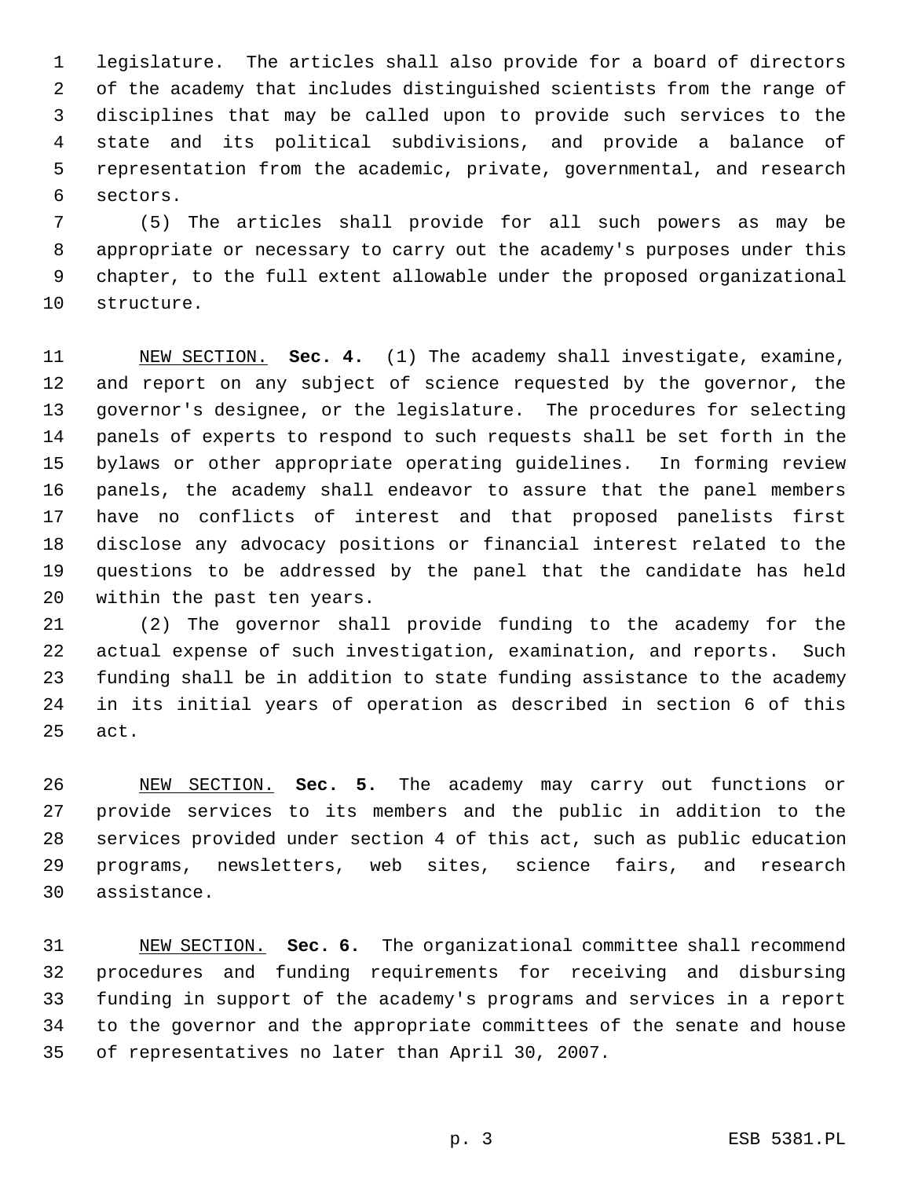legislature. The articles shall also provide for a board of directors of the academy that includes distinguished scientists from the range of disciplines that may be called upon to provide such services to the state and its political subdivisions, and provide a balance of representation from the academic, private, governmental, and research sectors.

(5) The articles shall provide for all such powers as may be appropriate or necessary to carry out the academy's purposes under this chapter, to the full extent allowable under the proposed organizational structure.

NEW SECTION. **Sec. 4.** (1) The academy shall investigate, examine, and report on any subject of science requested by the governor, the governor's designee, or the legislature. The procedures for selecting panels of experts to respond to such requests shall be set forth in the bylaws or other appropriate operating guidelines. In forming review panels, the academy shall endeavor to assure that the panel members have no conflicts of interest and that proposed panelists first disclose any advocacy positions or financial interest related to the questions to be addressed by the panel that the candidate has held within the past ten years.

(2) The governor shall provide funding to the academy for the actual expense of such investigation, examination, and reports. Such funding shall be in addition to state funding assistance to the academy in its initial years of operation as described in section 6 of this act.

NEW SECTION. **Sec. 5.** The academy may carry out functions or provide services to its members and the public in addition to the services provided under section 4 of this act, such as public education programs, newsletters, web sites, science fairs, and research assistance.

NEW SECTION. **Sec. 6.** The organizational committee shall recommend procedures and funding requirements for receiving and disbursing funding in support of the academy's programs and services in a report to the governor and the appropriate committees of the senate and house of representatives no later than April 30, 2007.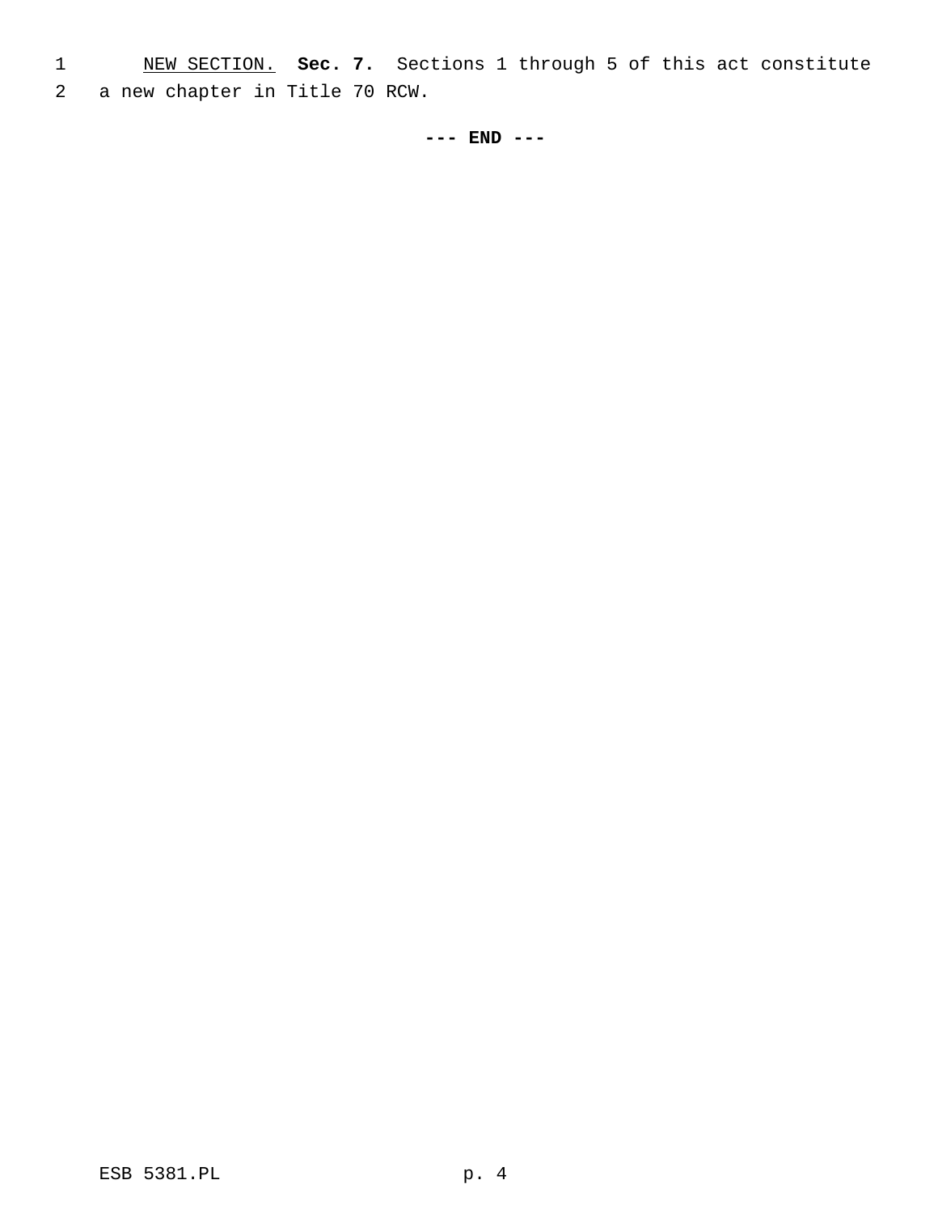NEW SECTION. **Sec. 7.** Sections 1 through 5 of this act constitute a new chapter in Title 70 RCW.

**--- END ---**